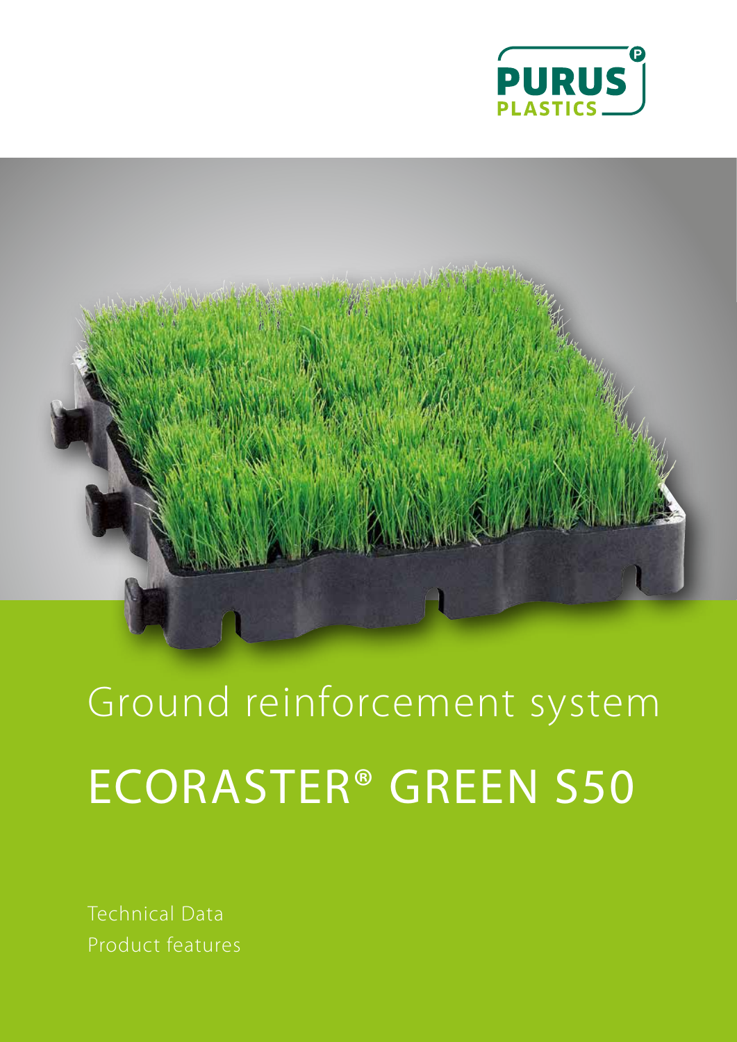PURUS PLASTICS

# Ground reinforcement system

# ECORASTER® GREEN S50

Technical Data

Product features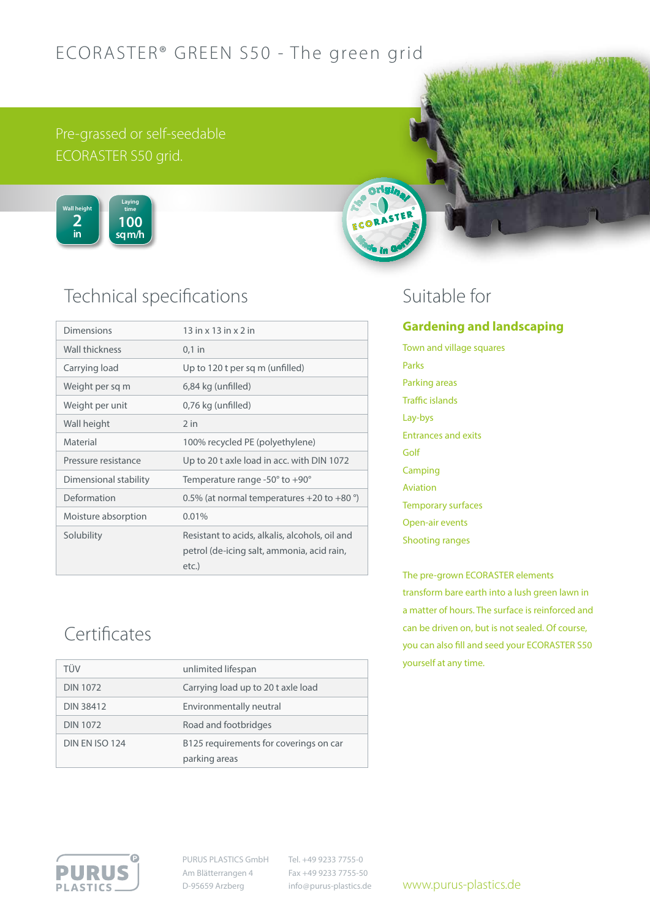# ECORASTER® GREEN S50 - The green grid

Pre-grassed or self-seedable ECORASTER S50 grid.

Wall height
2
in

Laying time
100
sq m/h

## Technical specifications

| | |
|---|---|
| Dimensions | 13 in x 13 in x 2 in |
| Wall thickness | 0,1 in |
| Carrying load | Up to 120 t per sq m (unfilled) |
| Weight per sq m | 6,84 kg (unfilled) |
| Weight per unit | 0,76 kg (unfilled) |
| Wall height | 2 in |
| Material | 100% recycled PE (polyethylene) |
| Pressure resistance | Up to 20 t axle load in acc. with DIN 1072 |
| Dimensional stability | Temperature range -50° to +90° |
| Deformation | 0.5% (at normal temperatures +20 to +80 °) |
| Moisture absorption | 0.01% |
| Solubility | Resistant to acids, alkalis, alcohols, oil and petrol (de-icing salt, ammonia, acid rain, etc.) |

## Certificates

| | |
|---|---|
| TÜV | unlimited lifespan |
| DIN 1072 | Carrying load up to 20 t axle load |
| DIN 38412 | Environmentally neutral |
| DIN 1072 | Road and footbridges |
| DIN EN ISO 124 | B125 requirements for coverings on car parking areas |

## Suitable for

### Gardening and landscaping

- Town and village squares
- Parks
- Parking areas
- Traffic islands
- Lay-bys
- Entrances and exits
- Golf
- Camping
- Aviation
- Temporary surfaces
- Open-air events
- Shooting ranges

The pre-grown ECORASTER elements transform bare earth into a lush green lawn in a matter of hours. The surface is reinforced and can be driven on, but is not sealed. Of course, you can also fill and seed your ECORASTER S50 yourself at any time.

PURUS PLASTICS GmbH
Am Blätterrangen 4
D-95659 Arzberg

Tel. +49 9233 7755-0
Fax +49 9233 7755-50
info@purus-plastics.de

www.purus-plastics.de